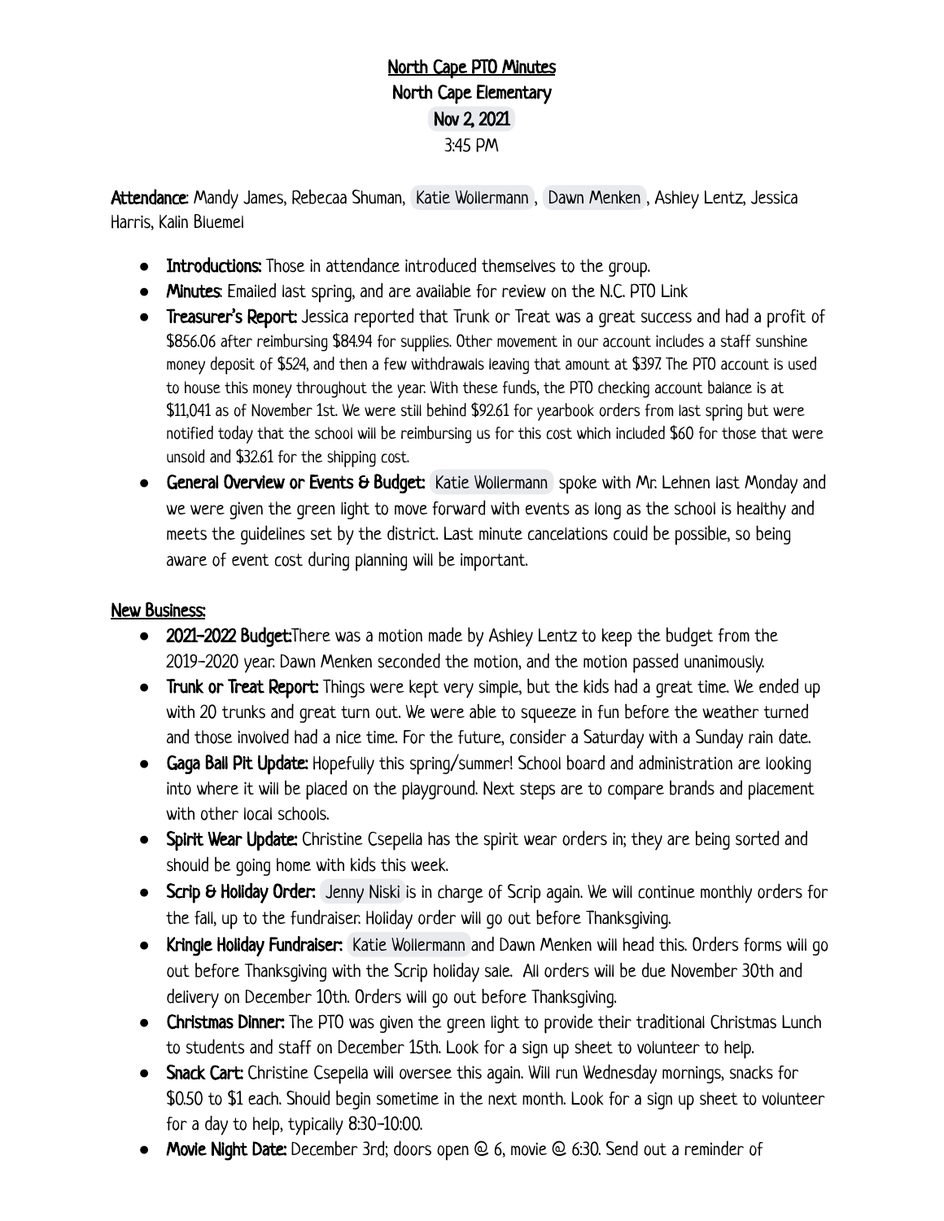# North Cape PTO Minutes
## North Cape Elementary
### Nov 2, 2021
3:45 PM

**Attendance**: Mandy James, Rebecaa Shuman, Katie Wollermann, Dawn Menken, Ashley Lentz, Jessica Harris, Kalin Bluemel

- **Introductions:** Those in attendance introduced themselves to the group.
- **Minutes**: Emailed last spring, and are available for review on the N.C. PTO Link
- **Treasurer's Report:** Jessica reported that Trunk or Treat was a great success and had a profit of $856.06 after reimbursing $84.94 for supplies. Other movement in our account includes a staff sunshine money deposit of $524, and then a few withdrawals leaving that amount at $397. The PTO account is used to house this money throughout the year. With these funds, the PTO checking account balance is at $11,041 as of November 1st. We were still behind $92.61 for yearbook orders from last spring but were notified today that the school will be reimbursing us for this cost which included $60 for those that were unsold and $32.61 for the shipping cost.
- **General Overview or Events & Budget:** Katie Wollermann spoke with Mr. Lehnen last Monday and we were given the green light to move forward with events as long as the school is healthy and meets the guidelines set by the district. Last minute cancelations could be possible, so being aware of event cost during planning will be important.

## New Business:

- **2021-2022 Budget:** There was a motion made by Ashley Lentz to keep the budget from the 2019-2020 year. Dawn Menken seconded the motion, and the motion passed unanimously.
- **Trunk or Treat Report:** Things were kept very simple, but the kids had a great time. We ended up with 20 trunks and great turn out. We were able to squeeze in fun before the weather turned and those involved had a nice time. For the future, consider a Saturday with a Sunday rain date.
- **Gaga Ball Pit Update:** Hopefully this spring/summer! School board and administration are looking into where it will be placed on the playground. Next steps are to compare brands and placement with other local schools.
- **Spirit Wear Update:** Christine Csepella has the spirit wear orders in; they are being sorted and should be going home with kids this week.
- **Scrip & Holiday Order:** Jenny Niski is in charge of Scrip again. We will continue monthly orders for the fall, up to the fundraiser. Holiday order will go out before Thanksgiving.
- **Kringle Holiday Fundraiser:** Katie Wollermann and Dawn Menken will head this. Orders forms will go out before Thanksgiving with the Scrip holiday sale. All orders will be due November 30th and delivery on December 10th. Orders will go out before Thanksgiving.
- **Christmas Dinner:** The PTO was given the green light to provide their traditional Christmas Lunch to students and staff on December 15th. Look for a sign up sheet to volunteer to help.
- **Snack Cart:** Christine Csepella will oversee this again. Will run Wednesday mornings, snacks for $0.50 to $1 each. Should begin sometime in the next month. Look for a sign up sheet to volunteer for a day to help, typically 8:30-10:00.
- **Movie Night Date:** December 3rd; doors open @ 6, movie @ 6:30. Send out a reminder of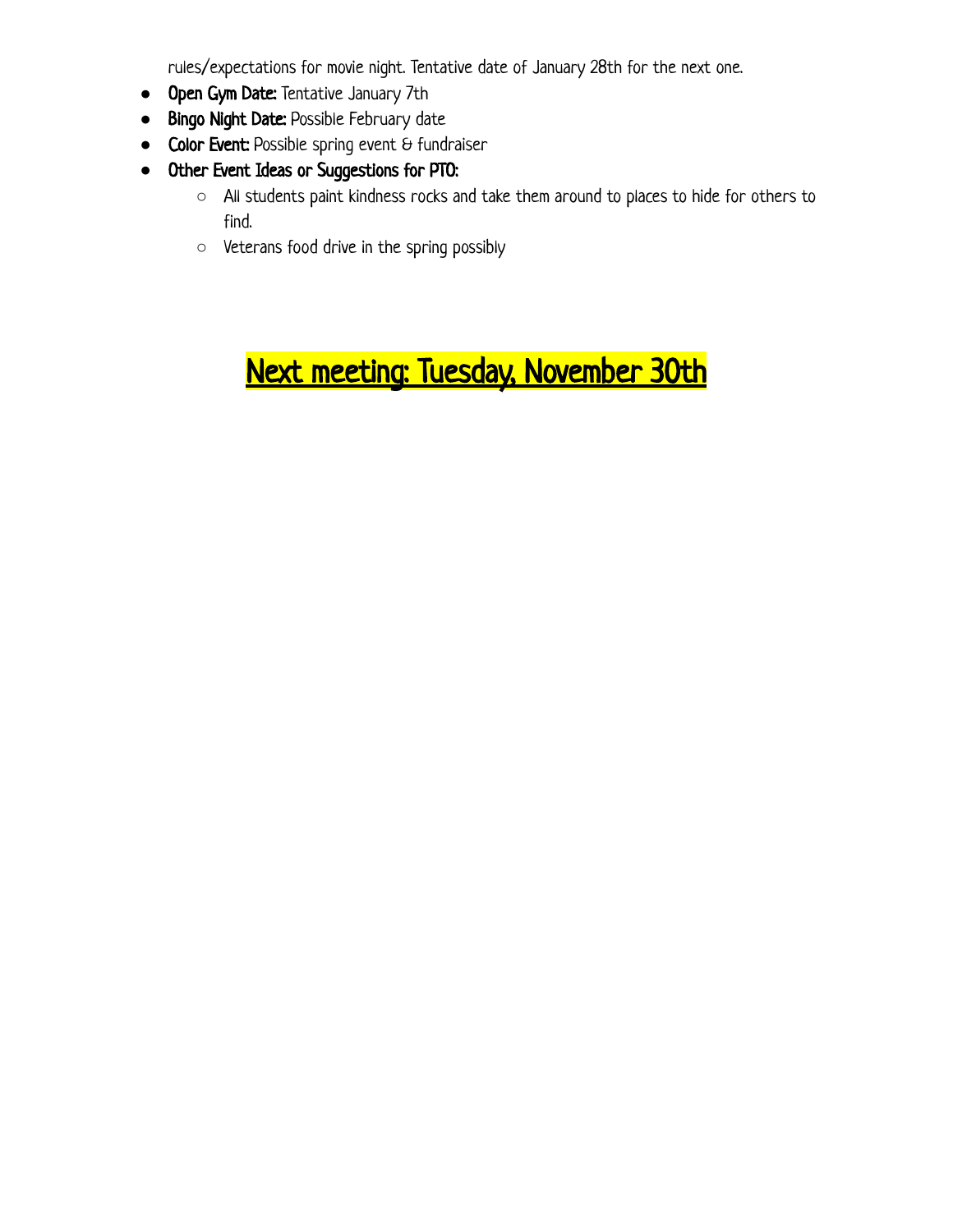rules/expectations for movie night. Tentative date of January 28th for the next one.

- **Open Gym Date:** Tentative January 7th
- **Bingo Night Date:** Possible February date
- **Color Event:** Possible spring event & fundraiser
- **Other Event Ideas or Suggestions for PTO:**
  - All students paint kindness rocks and take them around to places to hide for others to find.
  - Veterans food drive in the spring possibly

## Next meeting: Tuesday, November 30th